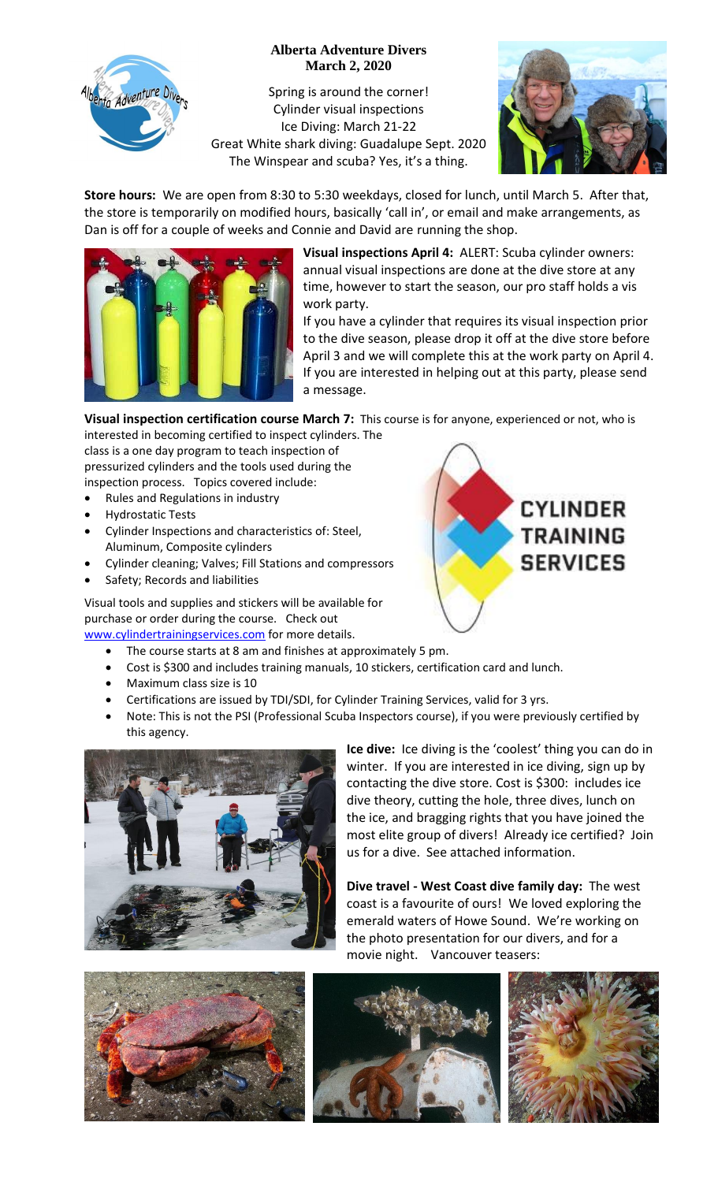# Alberta Adventure Divers
## March 2, 2020

Spring is around the corner!
Cylinder visual inspections
Ice Diving: March 21-22
Great White shark diving: Guadalupe Sept. 2020
The Winspear and scuba? Yes, it's a thing.

**Store hours:** We are open from 8:30 to 5:30 weekdays, closed for lunch, until March 5. After that, the store is temporarily on modified hours, basically 'call in', or email and make arrangements, as Dan is off for a couple of weeks and Connie and David are running the shop.

**Visual inspections April 4:** ALERT: Scuba cylinder owners: annual visual inspections are done at the dive store at any time, however to start the season, our pro staff holds a vis work party.

If you have a cylinder that requires its visual inspection prior to the dive season, please drop it off at the dive store before April 3 and we will complete this at the work party on April 4. If you are interested in helping out at this party, please send a message.

**Visual inspection certification course March 7:** This course is for anyone, experienced or not, who is interested in becoming certified to inspect cylinders. The class is a one day program to teach inspection of pressurized cylinders and the tools used during the inspection process. Topics covered include:

- Rules and Regulations in industry
- Hydrostatic Tests
- Cylinder Inspections and characteristics of: Steel, Aluminum, Composite cylinders
- Cylinder cleaning; Valves; Fill Stations and compressors
- Safety; Records and liabilities

Visual tools and supplies and stickers will be available for purchase or order during the course. Check out www.cylindertrainingservices.com for more details.

- The course starts at 8 am and finishes at approximately 5 pm.
- Cost is $300 and includes training manuals, 10 stickers, certification card and lunch.
- Maximum class size is 10
- Certifications are issued by TDI/SDI, for Cylinder Training Services, valid for 3 yrs.
- Note: This is not the PSI (Professional Scuba Inspectors course), if you were previously certified by this agency.

**Ice dive:** Ice diving is the 'coolest' thing you can do in winter. If you are interested in ice diving, sign up by contacting the dive store. Cost is $300: includes ice dive theory, cutting the hole, three dives, lunch on the ice, and bragging rights that you have joined the most elite group of divers! Already ice certified? Join us for a dive. See attached information.

**Dive travel - West Coast dive family day:** The west coast is a favourite of ours! We loved exploring the emerald waters of Howe Sound. We're working on the photo presentation for our divers, and for a movie night. Vancouver teasers: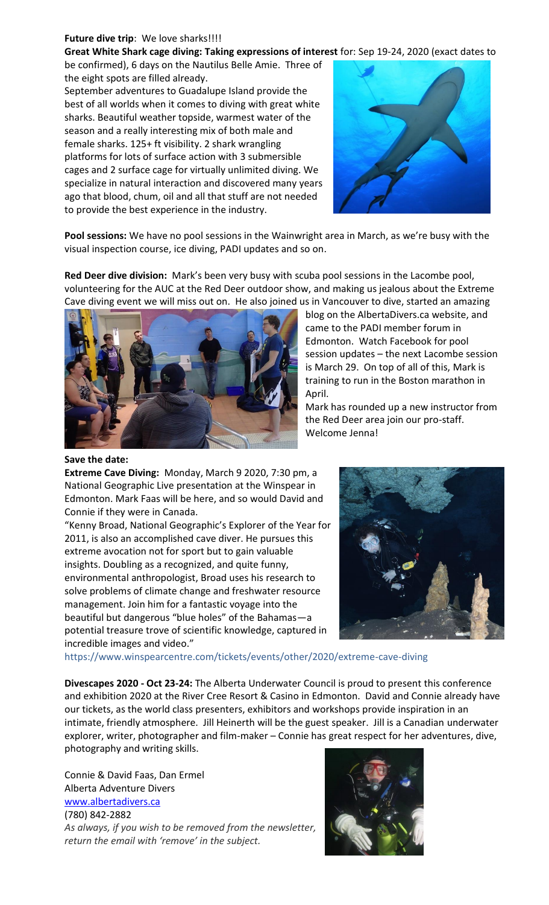**Future dive trip**: We love sharks!!!!

**Great White Shark cage diving: Taking expressions of interest** for: Sep 19-24, 2020 (exact dates to be confirmed), 6 days on the Nautilus Belle Amie. Three of the eight spots are filled already.

September adventures to Guadalupe Island provide the best of all worlds when it comes to diving with great white sharks. Beautiful weather topside, warmest water of the season and a really interesting mix of both male and female sharks. 125+ ft visibility. 2 shark wrangling platforms for lots of surface action with 3 submersible cages and 2 surface cage for virtually unlimited diving. We specialize in natural interaction and discovered many years ago that blood, chum, oil and all that stuff are not needed to provide the best experience in the industry.

**Pool sessions:** We have no pool sessions in the Wainwright area in March, as we're busy with the visual inspection course, ice diving, PADI updates and so on.

**Red Deer dive division:** Mark's been very busy with scuba pool sessions in the Lacombe pool, volunteering for the AUC at the Red Deer outdoor show, and making us jealous about the Extreme Cave diving event we will miss out on. He also joined us in Vancouver to dive, started an amazing blog on the AlbertaDivers.ca website, and came to the PADI member forum in Edmonton. Watch Facebook for pool session updates – the next Lacombe session is March 29. On top of all of this, Mark is training to run in the Boston marathon in April.

Mark has rounded up a new instructor from the Red Deer area join our pro-staff. Welcome Jenna!

**Save the date:**

**Extreme Cave Diving:** Monday, March 9 2020, 7:30 pm, a National Geographic Live presentation at the Winspear in Edmonton. Mark Faas will be here, and so would David and Connie if they were in Canada.

"Kenny Broad, National Geographic's Explorer of the Year for 2011, is also an accomplished cave diver. He pursues this extreme avocation not for sport but to gain valuable insights. Doubling as a recognized, and quite funny, environmental anthropologist, Broad uses his research to solve problems of climate change and freshwater resource management. Join him for a fantastic voyage into the beautiful but dangerous "blue holes" of the Bahamas—a potential treasure trove of scientific knowledge, captured in incredible images and video."

https://www.winspearcentre.com/tickets/events/other/2020/extreme-cave-diving

**Divescapes 2020 - Oct 23-24:** The Alberta Underwater Council is proud to present this conference and exhibition 2020 at the River Cree Resort & Casino in Edmonton. David and Connie already have our tickets, as the world class presenters, exhibitors and workshops provide inspiration in an intimate, friendly atmosphere. Jill Heinerth will be the guest speaker. Jill is a Canadian underwater explorer, writer, photographer and film-maker – Connie has great respect for her adventures, dive, photography and writing skills.

Connie & David Faas, Dan Ermel
Alberta Adventure Divers
www.albertadivers.ca
(780) 842-2882
*As always, if you wish to be removed from the newsletter, return the email with 'remove' in the subject.*